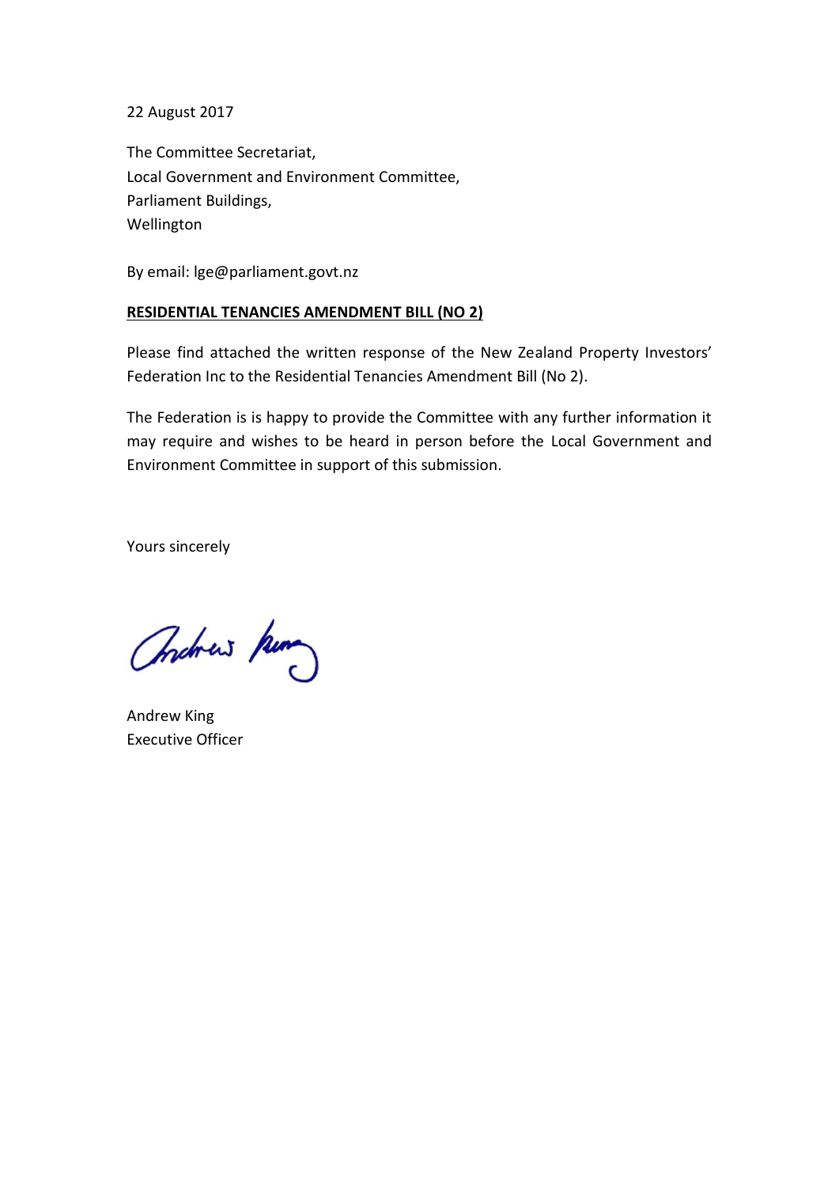22 August 2017

The Committee Secretariat,
Local Government and Environment Committee,
Parliament Buildings,
Wellington

By email: lge@parliament.govt.nz

**RESIDENTIAL TENANCIES AMENDMENT BILL (NO 2)**

Please find attached the written response of the New Zealand Property Investors' Federation Inc to the Residential Tenancies Amendment Bill (No 2).

The Federation is is happy to provide the Committee with any further information it may require and wishes to be heard in person before the Local Government and Environment Committee in support of this submission.

Yours sincerely

Andrew King
Executive Officer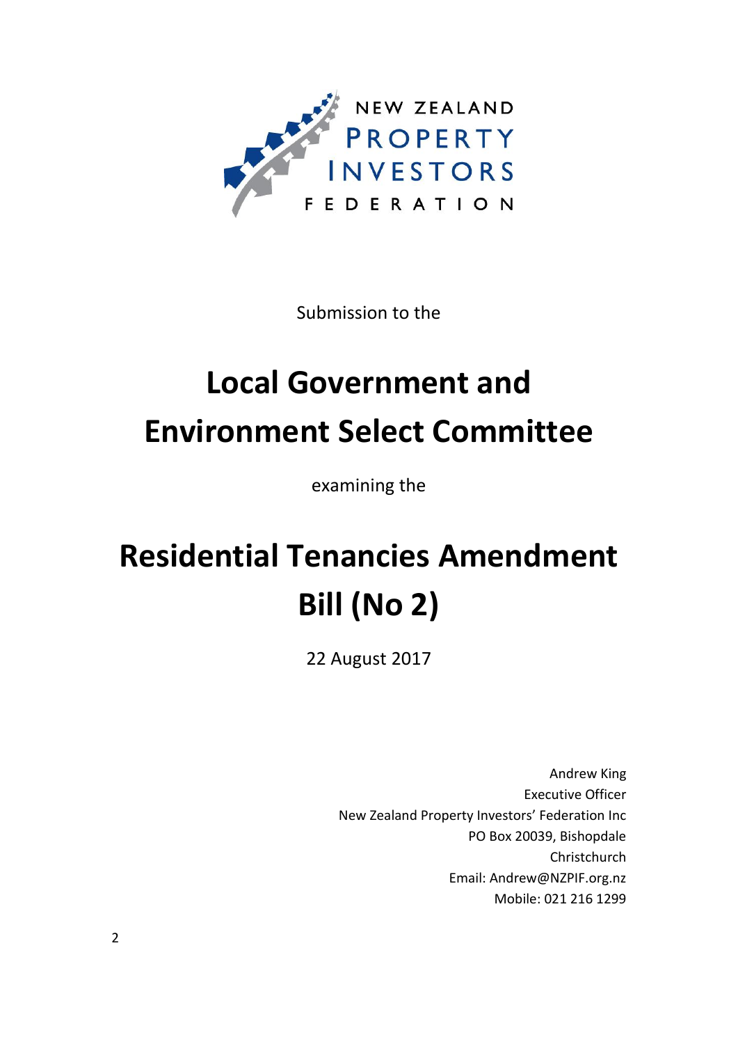NEW ZEALAND
PROPERTY
INVESTORS
FEDERATION

Submission to the

# Local Government and Environment Select Committee

examining the

# Residential Tenancies Amendment Bill (No 2)

22 August 2017

Andrew King
Executive Officer
New Zealand Property Investors' Federation Inc
PO Box 20039, Bishopdale
Christchurch
Email: Andrew@NZPIF.org.nz
Mobile: 021 216 1299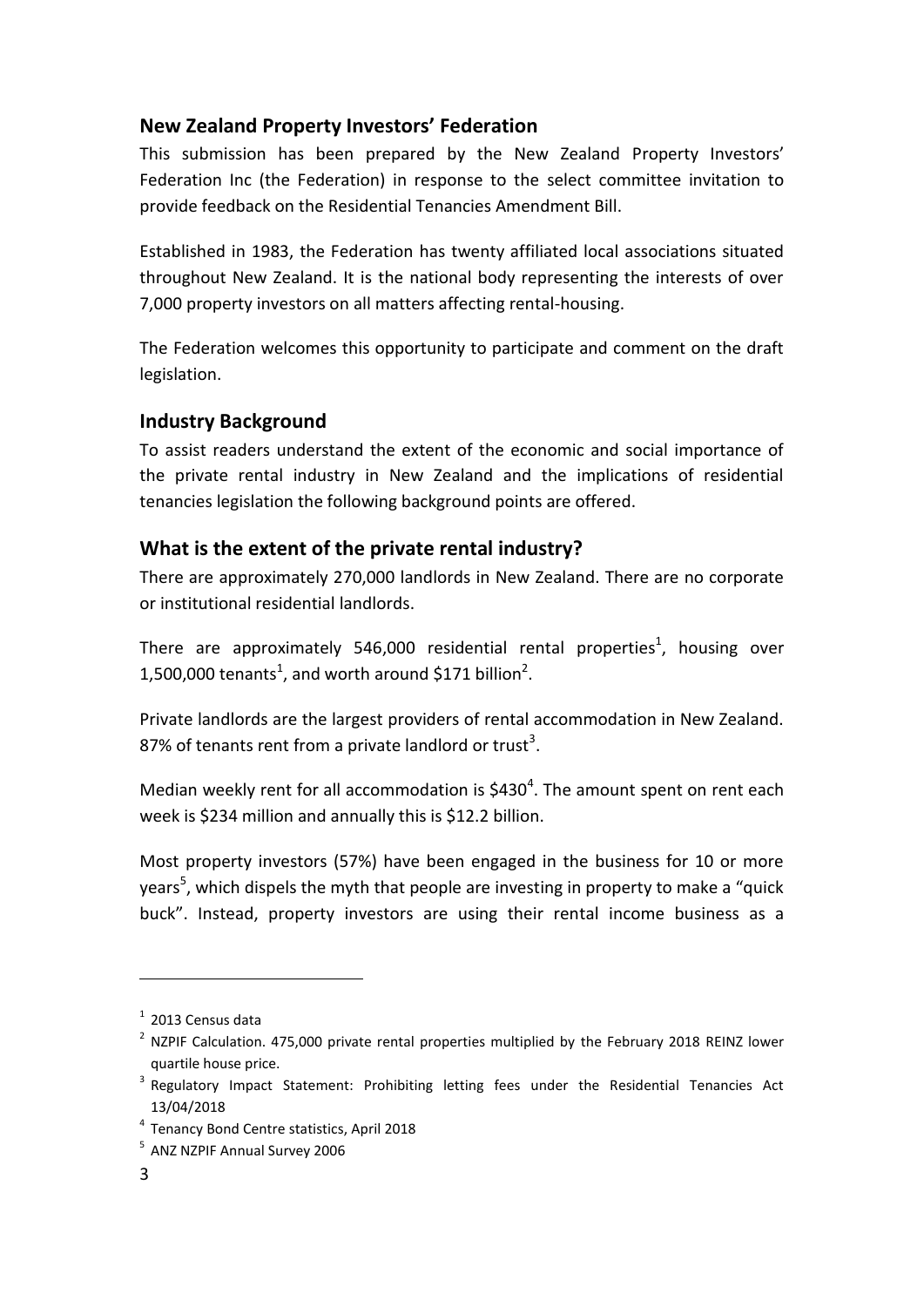## New Zealand Property Investors' Federation

This submission has been prepared by the New Zealand Property Investors' Federation Inc (the Federation) in response to the select committee invitation to provide feedback on the Residential Tenancies Amendment Bill.

Established in 1983, the Federation has twenty affiliated local associations situated throughout New Zealand. It is the national body representing the interests of over 7,000 property investors on all matters affecting rental-housing.

The Federation welcomes this opportunity to participate and comment on the draft legislation.

## Industry Background

To assist readers understand the extent of the economic and social importance of the private rental industry in New Zealand and the implications of residential tenancies legislation the following background points are offered.

## What is the extent of the private rental industry?

There are approximately 270,000 landlords in New Zealand. There are no corporate or institutional residential landlords.

There are approximately 546,000 residential rental properties[1], housing over 1,500,000 tenants[1], and worth around $171 billion[2].

Private landlords are the largest providers of rental accommodation in New Zealand. 87% of tenants rent from a private landlord or trust[3].

Median weekly rent for all accommodation is $430[4]. The amount spent on rent each week is $234 million and annually this is $12.2 billion.

Most property investors (57%) have been engaged in the business for 10 or more years[5], which dispels the myth that people are investing in property to make a "quick buck". Instead, property investors are using their rental income business as a

---

[1] 2013 Census data

[2] NZPIF Calculation. 475,000 private rental properties multiplied by the February 2018 REINZ lower quartile house price.

[3] Regulatory Impact Statement: Prohibiting letting fees under the Residential Tenancies Act 13/04/2018

[4] Tenancy Bond Centre statistics, April 2018

[5] ANZ NZPIF Annual Survey 2006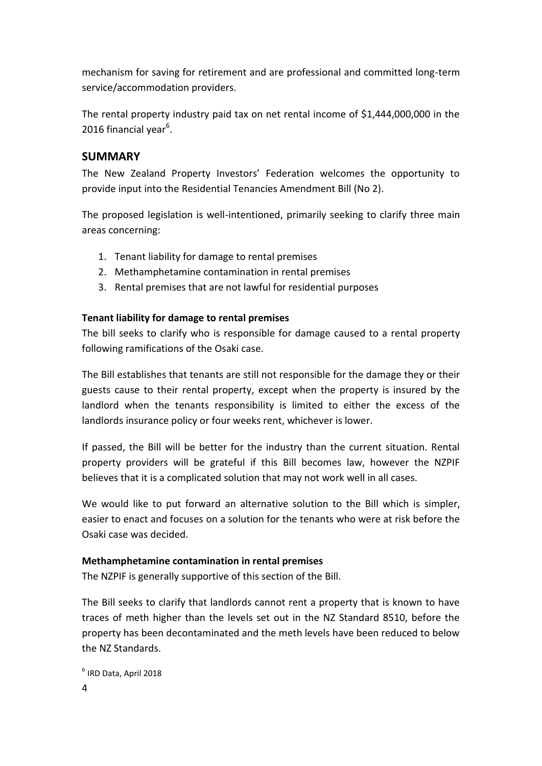mechanism for saving for retirement and are professional and committed long-term service/accommodation providers.

The rental property industry paid tax on net rental income of $1,444,000,000 in the 2016 financial year[6].

## SUMMARY

The New Zealand Property Investors' Federation welcomes the opportunity to provide input into the Residential Tenancies Amendment Bill (No 2).

The proposed legislation is well-intentioned, primarily seeking to clarify three main areas concerning:

1. Tenant liability for damage to rental premises
2. Methamphetamine contamination in rental premises
3. Rental premises that are not lawful for residential purposes

**Tenant liability for damage to rental premises**

The bill seeks to clarify who is responsible for damage caused to a rental property following ramifications of the Osaki case.

The Bill establishes that tenants are still not responsible for the damage they or their guests cause to their rental property, except when the property is insured by the landlord when the tenants responsibility is limited to either the excess of the landlords insurance policy or four weeks rent, whichever is lower.

If passed, the Bill will be better for the industry than the current situation. Rental property providers will be grateful if this Bill becomes law, however the NZPIF believes that it is a complicated solution that may not work well in all cases.

We would like to put forward an alternative solution to the Bill which is simpler, easier to enact and focuses on a solution for the tenants who were at risk before the Osaki case was decided.

**Methamphetamine contamination in rental premises**

The NZPIF is generally supportive of this section of the Bill.

The Bill seeks to clarify that landlords cannot rent a property that is known to have traces of meth higher than the levels set out in the NZ Standard 8510, before the property has been decontaminated and the meth levels have been reduced to below the NZ Standards.

[6] IRD Data, April 2018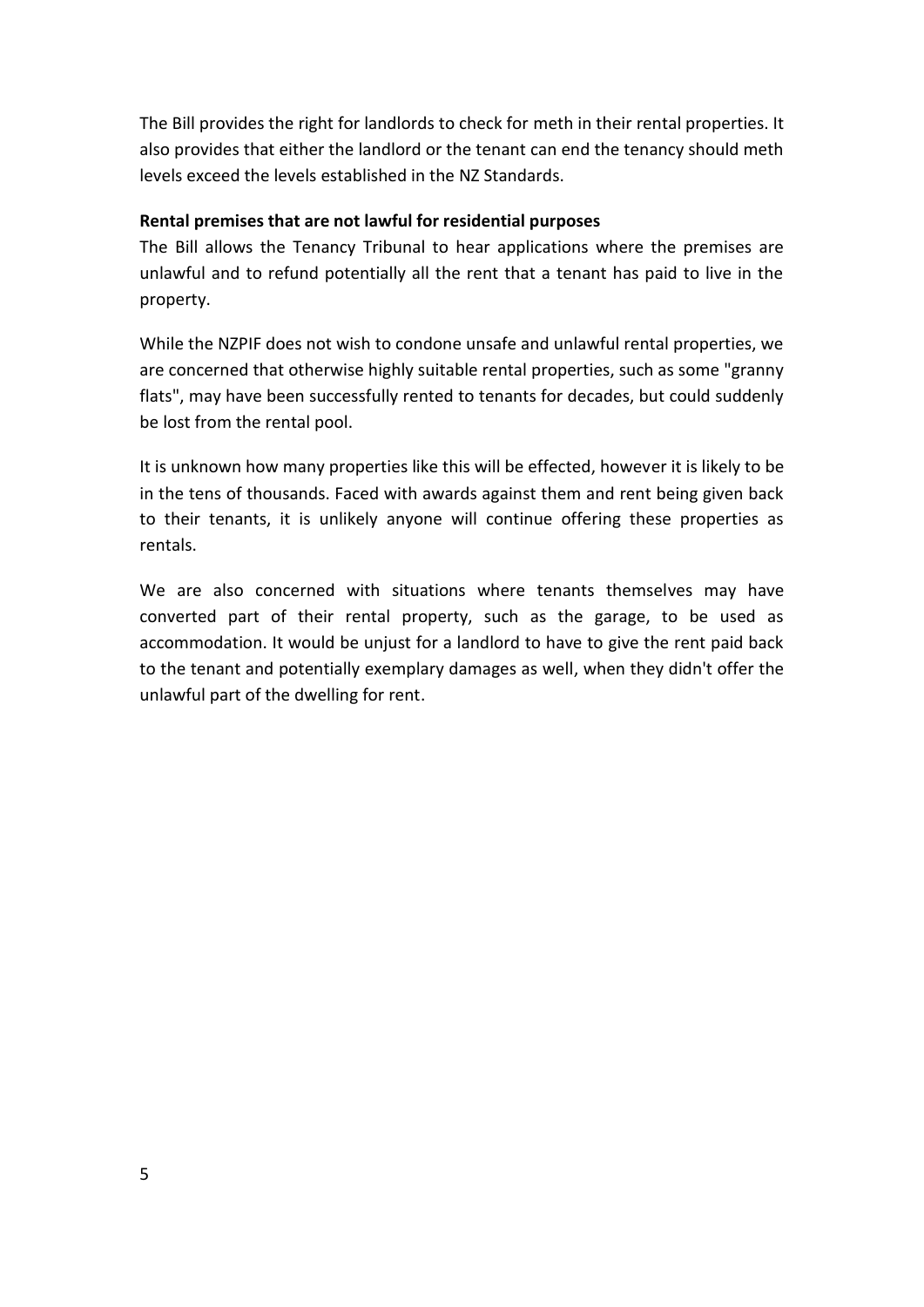The Bill provides the right for landlords to check for meth in their rental properties. It also provides that either the landlord or the tenant can end the tenancy should meth levels exceed the levels established in the NZ Standards.

**Rental premises that are not lawful for residential purposes**

The Bill allows the Tenancy Tribunal to hear applications where the premises are unlawful and to refund potentially all the rent that a tenant has paid to live in the property.

While the NZPIF does not wish to condone unsafe and unlawful rental properties, we are concerned that otherwise highly suitable rental properties, such as some "granny flats", may have been successfully rented to tenants for decades, but could suddenly be lost from the rental pool.

It is unknown how many properties like this will be effected, however it is likely to be in the tens of thousands. Faced with awards against them and rent being given back to their tenants, it is unlikely anyone will continue offering these properties as rentals.

We are also concerned with situations where tenants themselves may have converted part of their rental property, such as the garage, to be used as accommodation. It would be unjust for a landlord to have to give the rent paid back to the tenant and potentially exemplary damages as well, when they didn't offer the unlawful part of the dwelling for rent.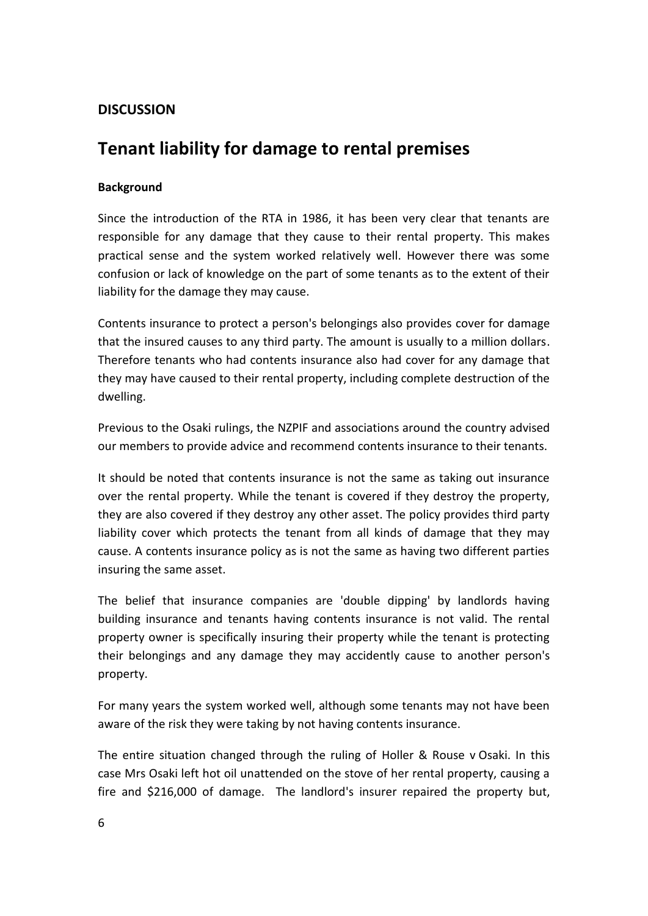**DISCUSSION**

# Tenant liability for damage to rental premises

**Background**

Since the introduction of the RTA in 1986, it has been very clear that tenants are responsible for any damage that they cause to their rental property. This makes practical sense and the system worked relatively well. However there was some confusion or lack of knowledge on the part of some tenants as to the extent of their liability for the damage they may cause.

Contents insurance to protect a person's belongings also provides cover for damage that the insured causes to any third party. The amount is usually to a million dollars. Therefore tenants who had contents insurance also had cover for any damage that they may have caused to their rental property, including complete destruction of the dwelling.

Previous to the Osaki rulings, the NZPIF and associations around the country advised our members to provide advice and recommend contents insurance to their tenants.

It should be noted that contents insurance is not the same as taking out insurance over the rental property. While the tenant is covered if they destroy the property, they are also covered if they destroy any other asset. The policy provides third party liability cover which protects the tenant from all kinds of damage that they may cause. A contents insurance policy as is not the same as having two different parties insuring the same asset.

The belief that insurance companies are 'double dipping' by landlords having building insurance and tenants having contents insurance is not valid. The rental property owner is specifically insuring their property while the tenant is protecting their belongings and any damage they may accidently cause to another person's property.

For many years the system worked well, although some tenants may not have been aware of the risk they were taking by not having contents insurance.

The entire situation changed through the ruling of Holler & Rouse v Osaki. In this case Mrs Osaki left hot oil unattended on the stove of her rental property, causing a fire and $216,000 of damage. The landlord's insurer repaired the property but,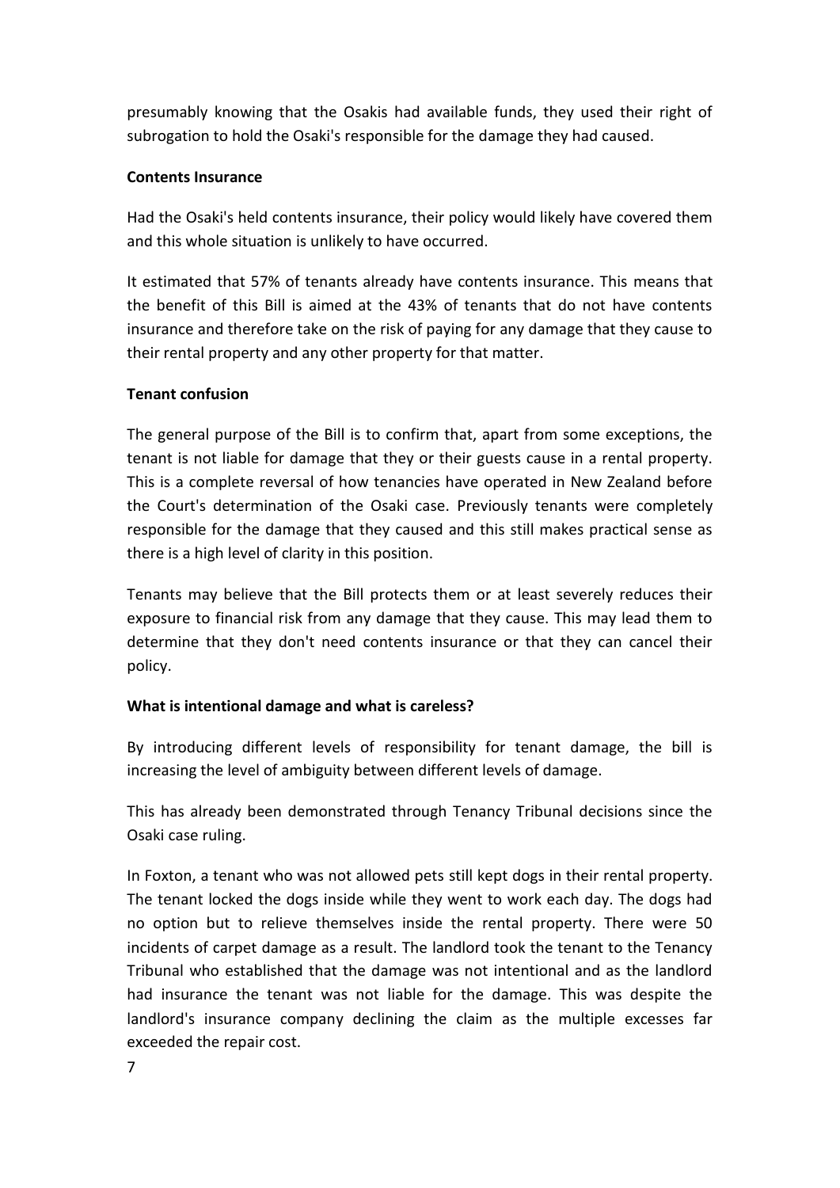presumably knowing that the Osakis had available funds, they used their right of subrogation to hold the Osaki's responsible for the damage they had caused.

**Contents Insurance**

Had the Osaki's held contents insurance, their policy would likely have covered them and this whole situation is unlikely to have occurred.

It estimated that 57% of tenants already have contents insurance. This means that the benefit of this Bill is aimed at the 43% of tenants that do not have contents insurance and therefore take on the risk of paying for any damage that they cause to their rental property and any other property for that matter.

**Tenant confusion**

The general purpose of the Bill is to confirm that, apart from some exceptions, the tenant is not liable for damage that they or their guests cause in a rental property. This is a complete reversal of how tenancies have operated in New Zealand before the Court's determination of the Osaki case. Previously tenants were completely responsible for the damage that they caused and this still makes practical sense as there is a high level of clarity in this position.

Tenants may believe that the Bill protects them or at least severely reduces their exposure to financial risk from any damage that they cause. This may lead them to determine that they don't need contents insurance or that they can cancel their policy.

**What is intentional damage and what is careless?**

By introducing different levels of responsibility for tenant damage, the bill is increasing the level of ambiguity between different levels of damage.

This has already been demonstrated through Tenancy Tribunal decisions since the Osaki case ruling.

In Foxton, a tenant who was not allowed pets still kept dogs in their rental property. The tenant locked the dogs inside while they went to work each day. The dogs had no option but to relieve themselves inside the rental property. There were 50 incidents of carpet damage as a result. The landlord took the tenant to the Tenancy Tribunal who established that the damage was not intentional and as the landlord had insurance the tenant was not liable for the damage. This was despite the landlord's insurance company declining the claim as the multiple excesses far exceeded the repair cost.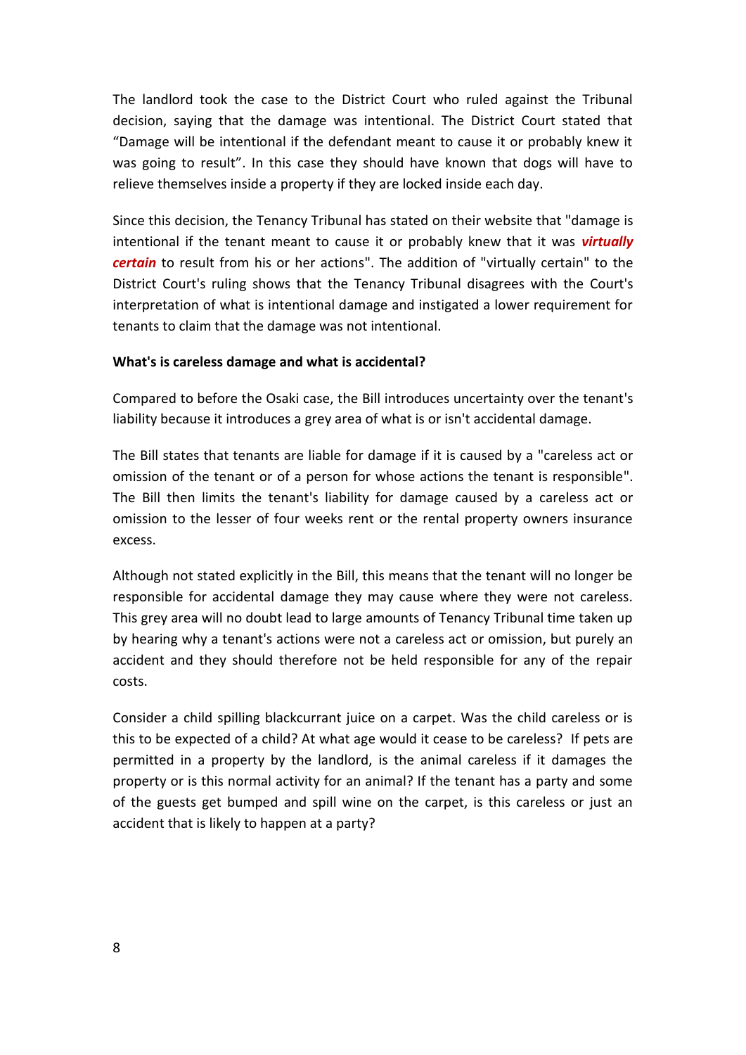The landlord took the case to the District Court who ruled against the Tribunal decision, saying that the damage was intentional. The District Court stated that "Damage will be intentional if the defendant meant to cause it or probably knew it was going to result". In this case they should have known that dogs will have to relieve themselves inside a property if they are locked inside each day.

Since this decision, the Tenancy Tribunal has stated on their website that "damage is intentional if the tenant meant to cause it or probably knew that it was ***virtually certain*** to result from his or her actions". The addition of "virtually certain" to the District Court's ruling shows that the Tenancy Tribunal disagrees with the Court's interpretation of what is intentional damage and instigated a lower requirement for tenants to claim that the damage was not intentional.

**What's is careless damage and what is accidental?**

Compared to before the Osaki case, the Bill introduces uncertainty over the tenant's liability because it introduces a grey area of what is or isn't accidental damage.

The Bill states that tenants are liable for damage if it is caused by a "careless act or omission of the tenant or of a person for whose actions the tenant is responsible". The Bill then limits the tenant's liability for damage caused by a careless act or omission to the lesser of four weeks rent or the rental property owners insurance excess.

Although not stated explicitly in the Bill, this means that the tenant will no longer be responsible for accidental damage they may cause where they were not careless. This grey area will no doubt lead to large amounts of Tenancy Tribunal time taken up by hearing why a tenant's actions were not a careless act or omission, but purely an accident and they should therefore not be held responsible for any of the repair costs.

Consider a child spilling blackcurrant juice on a carpet. Was the child careless or is this to be expected of a child? At what age would it cease to be careless? If pets are permitted in a property by the landlord, is the animal careless if it damages the property or is this normal activity for an animal? If the tenant has a party and some of the guests get bumped and spill wine on the carpet, is this careless or just an accident that is likely to happen at a party?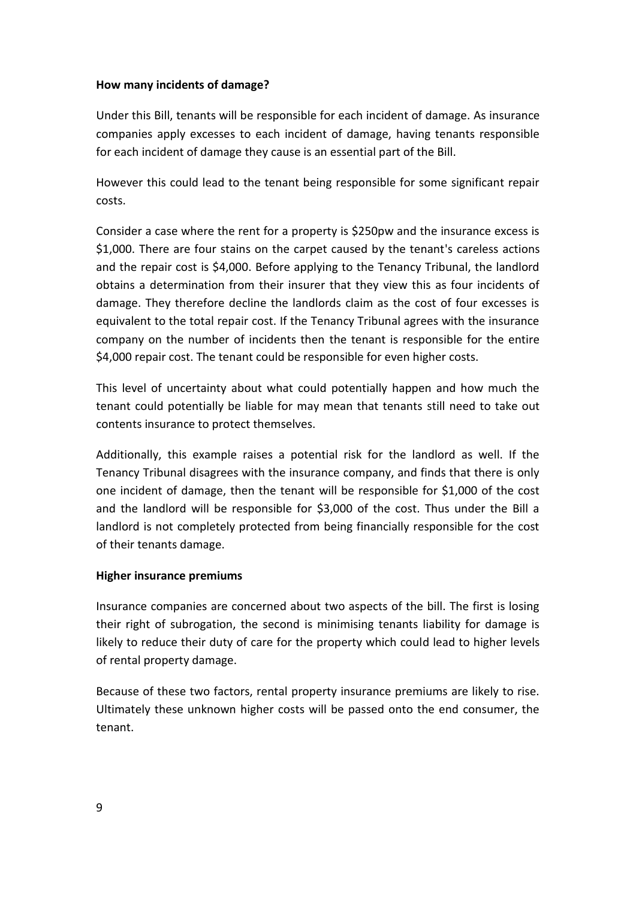**How many incidents of damage?**

Under this Bill, tenants will be responsible for each incident of damage. As insurance companies apply excesses to each incident of damage, having tenants responsible for each incident of damage they cause is an essential part of the Bill.

However this could lead to the tenant being responsible for some significant repair costs.

Consider a case where the rent for a property is $250pw and the insurance excess is $1,000. There are four stains on the carpet caused by the tenant's careless actions and the repair cost is $4,000. Before applying to the Tenancy Tribunal, the landlord obtains a determination from their insurer that they view this as four incidents of damage. They therefore decline the landlords claim as the cost of four excesses is equivalent to the total repair cost. If the Tenancy Tribunal agrees with the insurance company on the number of incidents then the tenant is responsible for the entire $4,000 repair cost. The tenant could be responsible for even higher costs.

This level of uncertainty about what could potentially happen and how much the tenant could potentially be liable for may mean that tenants still need to take out contents insurance to protect themselves.

Additionally, this example raises a potential risk for the landlord as well. If the Tenancy Tribunal disagrees with the insurance company, and finds that there is only one incident of damage, then the tenant will be responsible for $1,000 of the cost and the landlord will be responsible for $3,000 of the cost. Thus under the Bill a landlord is not completely protected from being financially responsible for the cost of their tenants damage.

**Higher insurance premiums**

Insurance companies are concerned about two aspects of the bill. The first is losing their right of subrogation, the second is minimising tenants liability for damage is likely to reduce their duty of care for the property which could lead to higher levels of rental property damage.

Because of these two factors, rental property insurance premiums are likely to rise. Ultimately these unknown higher costs will be passed onto the end consumer, the tenant.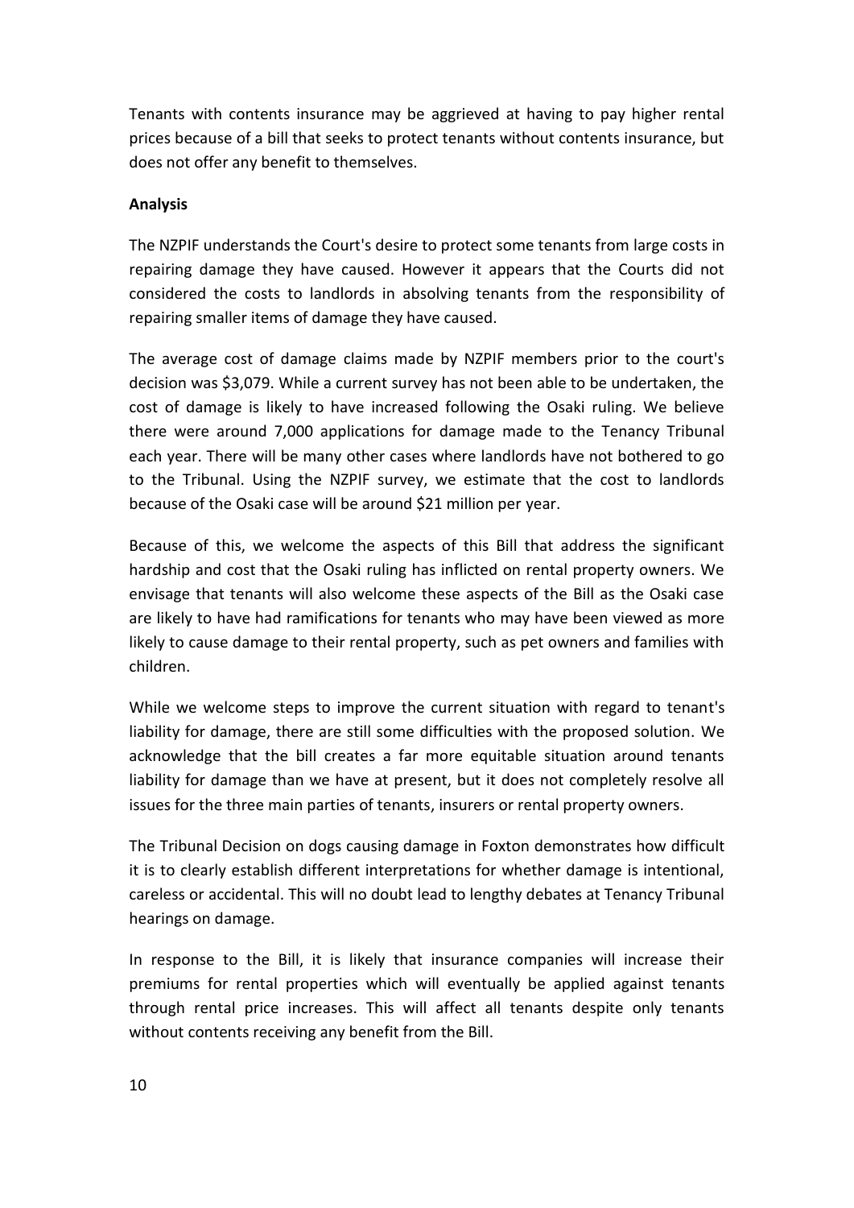Tenants with contents insurance may be aggrieved at having to pay higher rental prices because of a bill that seeks to protect tenants without contents insurance, but does not offer any benefit to themselves.

**Analysis**

The NZPIF understands the Court's desire to protect some tenants from large costs in repairing damage they have caused. However it appears that the Courts did not considered the costs to landlords in absolving tenants from the responsibility of repairing smaller items of damage they have caused.

The average cost of damage claims made by NZPIF members prior to the court's decision was $3,079. While a current survey has not been able to be undertaken, the cost of damage is likely to have increased following the Osaki ruling. We believe there were around 7,000 applications for damage made to the Tenancy Tribunal each year. There will be many other cases where landlords have not bothered to go to the Tribunal. Using the NZPIF survey, we estimate that the cost to landlords because of the Osaki case will be around $21 million per year.

Because of this, we welcome the aspects of this Bill that address the significant hardship and cost that the Osaki ruling has inflicted on rental property owners. We envisage that tenants will also welcome these aspects of the Bill as the Osaki case are likely to have had ramifications for tenants who may have been viewed as more likely to cause damage to their rental property, such as pet owners and families with children.

While we welcome steps to improve the current situation with regard to tenant's liability for damage, there are still some difficulties with the proposed solution. We acknowledge that the bill creates a far more equitable situation around tenants liability for damage than we have at present, but it does not completely resolve all issues for the three main parties of tenants, insurers or rental property owners.

The Tribunal Decision on dogs causing damage in Foxton demonstrates how difficult it is to clearly establish different interpretations for whether damage is intentional, careless or accidental. This will no doubt lead to lengthy debates at Tenancy Tribunal hearings on damage.

In response to the Bill, it is likely that insurance companies will increase their premiums for rental properties which will eventually be applied against tenants through rental price increases. This will affect all tenants despite only tenants without contents receiving any benefit from the Bill.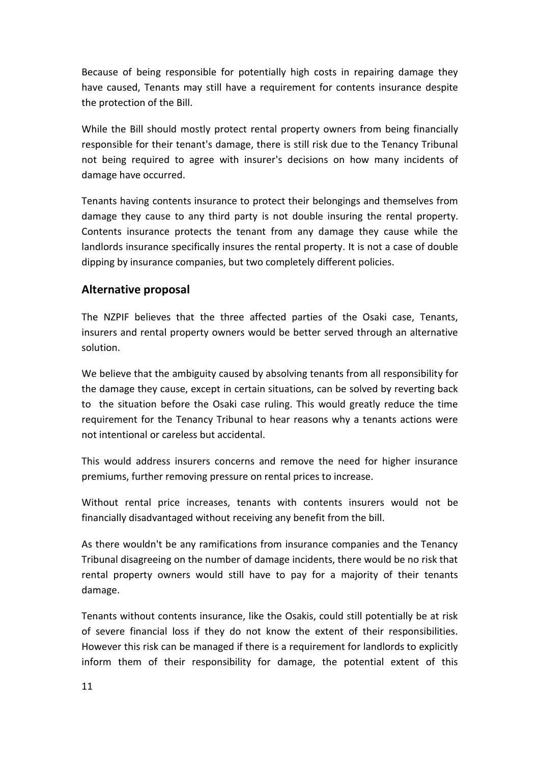Because of being responsible for potentially high costs in repairing damage they have caused, Tenants may still have a requirement for contents insurance despite the protection of the Bill.

While the Bill should mostly protect rental property owners from being financially responsible for their tenant's damage, there is still risk due to the Tenancy Tribunal not being required to agree with insurer's decisions on how many incidents of damage have occurred.

Tenants having contents insurance to protect their belongings and themselves from damage they cause to any third party is not double insuring the rental property. Contents insurance protects the tenant from any damage they cause while the landlords insurance specifically insures the rental property. It is not a case of double dipping by insurance companies, but two completely different policies.

## Alternative proposal

The NZPIF believes that the three affected parties of the Osaki case, Tenants, insurers and rental property owners would be better served through an alternative solution.

We believe that the ambiguity caused by absolving tenants from all responsibility for the damage they cause, except in certain situations, can be solved by reverting back to the situation before the Osaki case ruling. This would greatly reduce the time requirement for the Tenancy Tribunal to hear reasons why a tenants actions were not intentional or careless but accidental.

This would address insurers concerns and remove the need for higher insurance premiums, further removing pressure on rental prices to increase.

Without rental price increases, tenants with contents insurers would not be financially disadvantaged without receiving any benefit from the bill.

As there wouldn't be any ramifications from insurance companies and the Tenancy Tribunal disagreeing on the number of damage incidents, there would be no risk that rental property owners would still have to pay for a majority of their tenants damage.

Tenants without contents insurance, like the Osakis, could still potentially be at risk of severe financial loss if they do not know the extent of their responsibilities. However this risk can be managed if there is a requirement for landlords to explicitly inform them of their responsibility for damage, the potential extent of this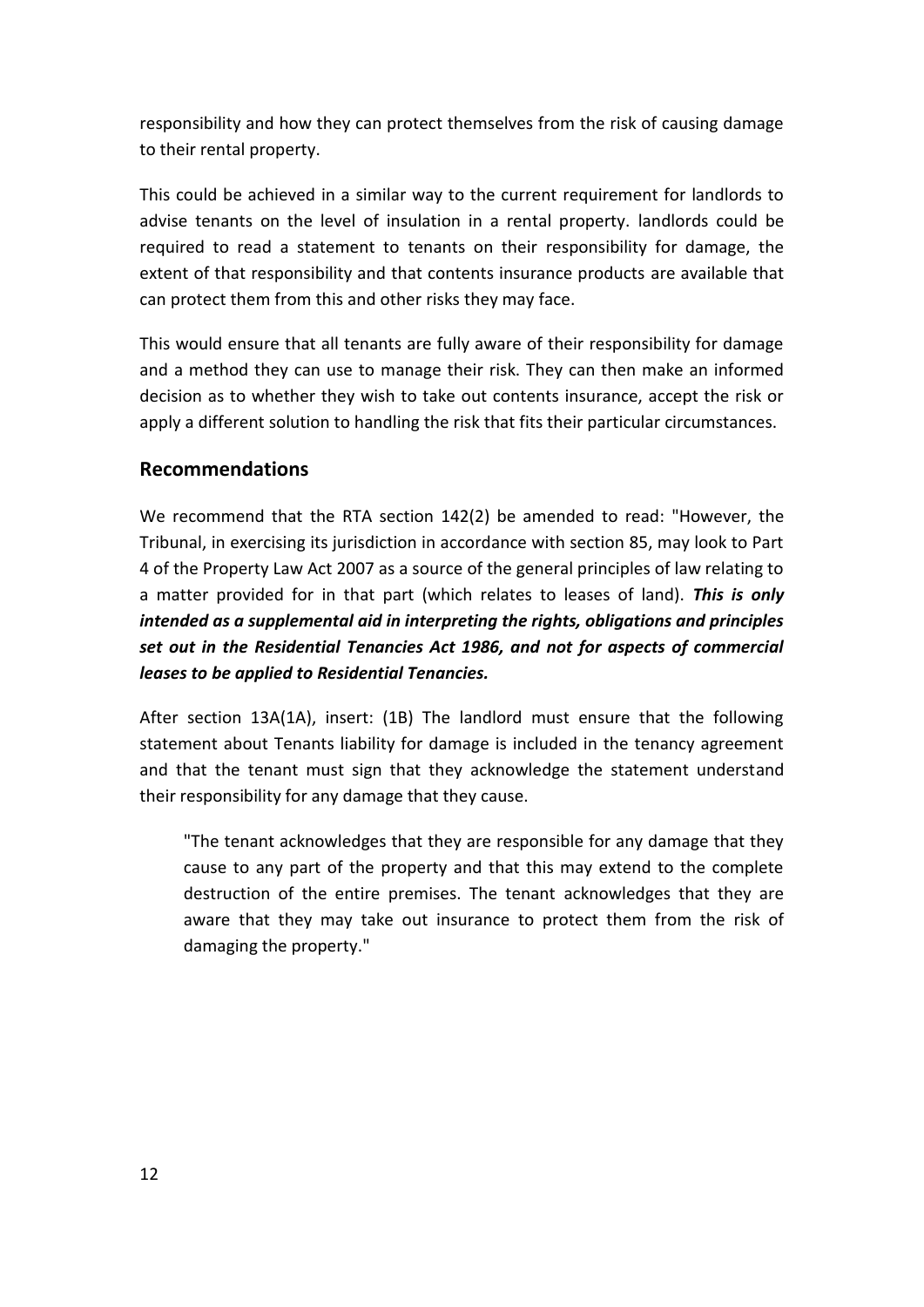responsibility and how they can protect themselves from the risk of causing damage to their rental property.

This could be achieved in a similar way to the current requirement for landlords to advise tenants on the level of insulation in a rental property. landlords could be required to read a statement to tenants on their responsibility for damage, the extent of that responsibility and that contents insurance products are available that can protect them from this and other risks they may face.

This would ensure that all tenants are fully aware of their responsibility for damage and a method they can use to manage their risk. They can then make an informed decision as to whether they wish to take out contents insurance, accept the risk or apply a different solution to handling the risk that fits their particular circumstances.

## Recommendations

We recommend that the RTA section 142(2) be amended to read: "However, the Tribunal, in exercising its jurisdiction in accordance with section 85, may look to Part 4 of the Property Law Act 2007 as a source of the general principles of law relating to a matter provided for in that part (which relates to leases of land). ***This is only intended as a supplemental aid in interpreting the rights, obligations and principles set out in the Residential Tenancies Act 1986, and not for aspects of commercial leases to be applied to Residential Tenancies.***

After section 13A(1A), insert: (1B) The landlord must ensure that the following statement about Tenants liability for damage is included in the tenancy agreement and that the tenant must sign that they acknowledge the statement understand their responsibility for any damage that they cause.

> "The tenant acknowledges that they are responsible for any damage that they cause to any part of the property and that this may extend to the complete destruction of the entire premises. The tenant acknowledges that they are aware that they may take out insurance to protect them from the risk of damaging the property."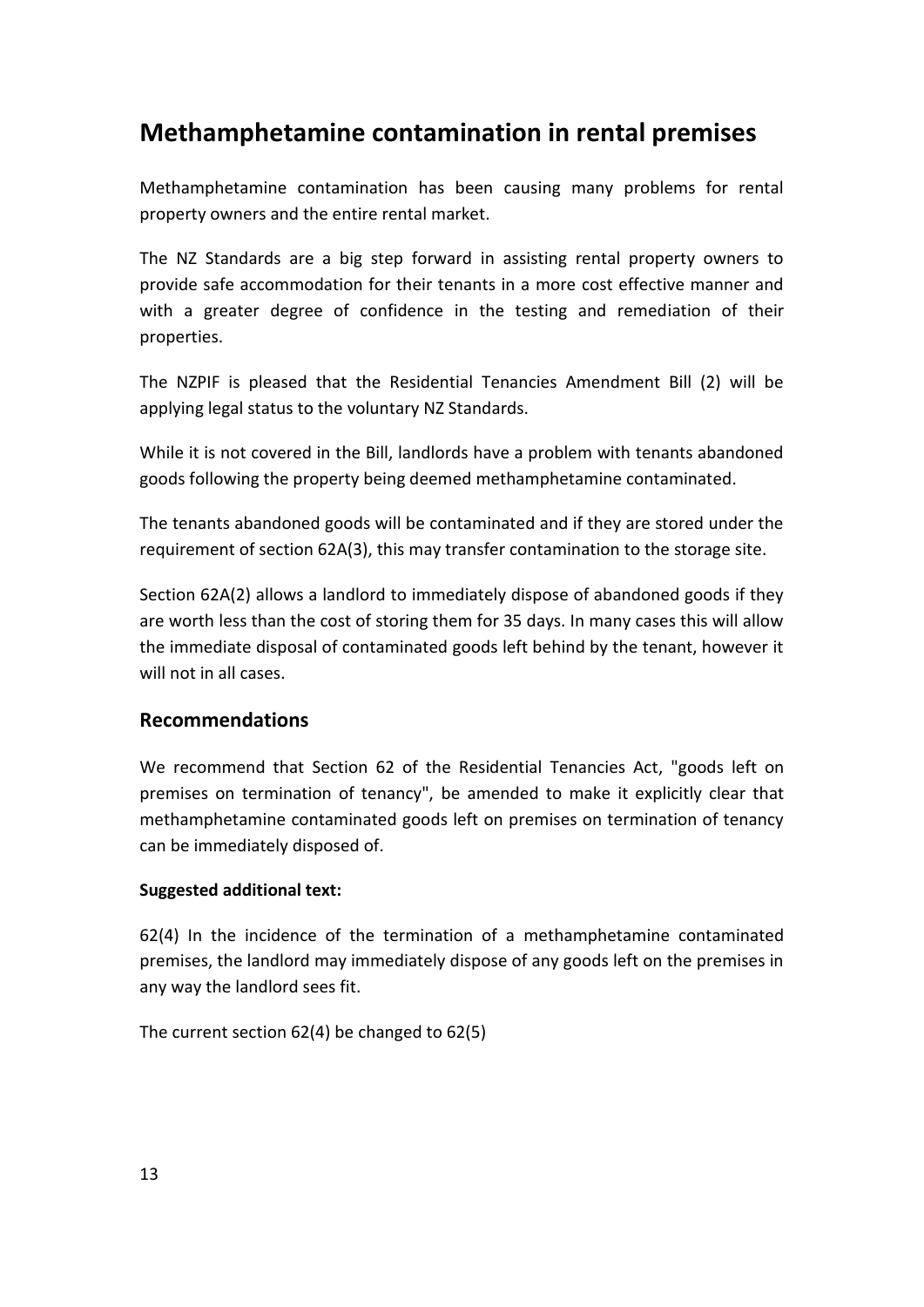## Methamphetamine contamination in rental premises

Methamphetamine contamination has been causing many problems for rental property owners and the entire rental market.

The NZ Standards are a big step forward in assisting rental property owners to provide safe accommodation for their tenants in a more cost effective manner and with a greater degree of confidence in the testing and remediation of their properties.

The NZPIF is pleased that the Residential Tenancies Amendment Bill (2) will be applying legal status to the voluntary NZ Standards.

While it is not covered in the Bill, landlords have a problem with tenants abandoned goods following the property being deemed methamphetamine contaminated.

The tenants abandoned goods will be contaminated and if they are stored under the requirement of section 62A(3), this may transfer contamination to the storage site.

Section 62A(2) allows a landlord to immediately dispose of abandoned goods if they are worth less than the cost of storing them for 35 days. In many cases this will allow the immediate disposal of contaminated goods left behind by the tenant, however it will not in all cases.

### Recommendations

We recommend that Section 62 of the Residential Tenancies Act, "goods left on premises on termination of tenancy", be amended to make it explicitly clear that methamphetamine contaminated goods left on premises on termination of tenancy can be immediately disposed of.

**Suggested additional text:**

62(4) In the incidence of the termination of a methamphetamine contaminated premises, the landlord may immediately dispose of any goods left on the premises in any way the landlord sees fit.

The current section 62(4) be changed to 62(5)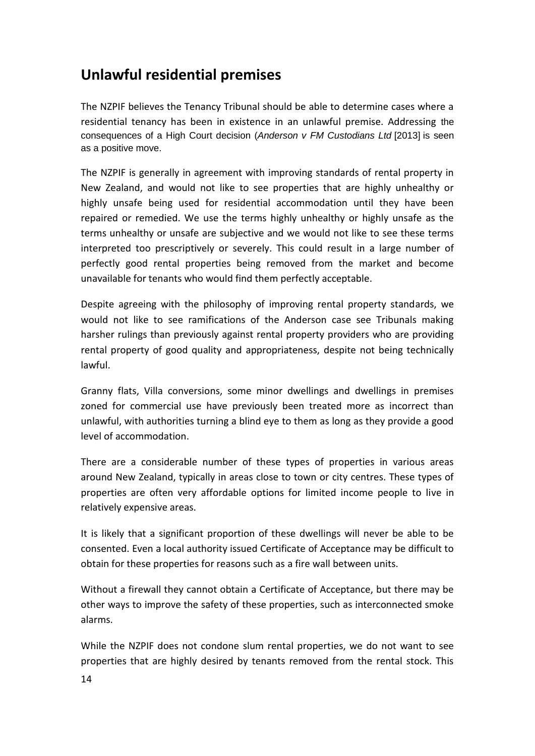## Unlawful residential premises

The NZPIF believes the Tenancy Tribunal should be able to determine cases where a residential tenancy has been in existence in an unlawful premise. Addressing the consequences of a High Court decision (*Anderson v FM Custodians Ltd* [2013] is seen as a positive move.

The NZPIF is generally in agreement with improving standards of rental property in New Zealand, and would not like to see properties that are highly unhealthy or highly unsafe being used for residential accommodation until they have been repaired or remedied. We use the terms highly unhealthy or highly unsafe as the terms unhealthy or unsafe are subjective and we would not like to see these terms interpreted too prescriptively or severely. This could result in a large number of perfectly good rental properties being removed from the market and become unavailable for tenants who would find them perfectly acceptable.

Despite agreeing with the philosophy of improving rental property standards, we would not like to see ramifications of the Anderson case see Tribunals making harsher rulings than previously against rental property providers who are providing rental property of good quality and appropriateness, despite not being technically lawful.

Granny flats, Villa conversions, some minor dwellings and dwellings in premises zoned for commercial use have previously been treated more as incorrect than unlawful, with authorities turning a blind eye to them as long as they provide a good level of accommodation.

There are a considerable number of these types of properties in various areas around New Zealand, typically in areas close to town or city centres. These types of properties are often very affordable options for limited income people to live in relatively expensive areas.

It is likely that a significant proportion of these dwellings will never be able to be consented. Even a local authority issued Certificate of Acceptance may be difficult to obtain for these properties for reasons such as a fire wall between units.

Without a firewall they cannot obtain a Certificate of Acceptance, but there may be other ways to improve the safety of these properties, such as interconnected smoke alarms.

While the NZPIF does not condone slum rental properties, we do not want to see properties that are highly desired by tenants removed from the rental stock. This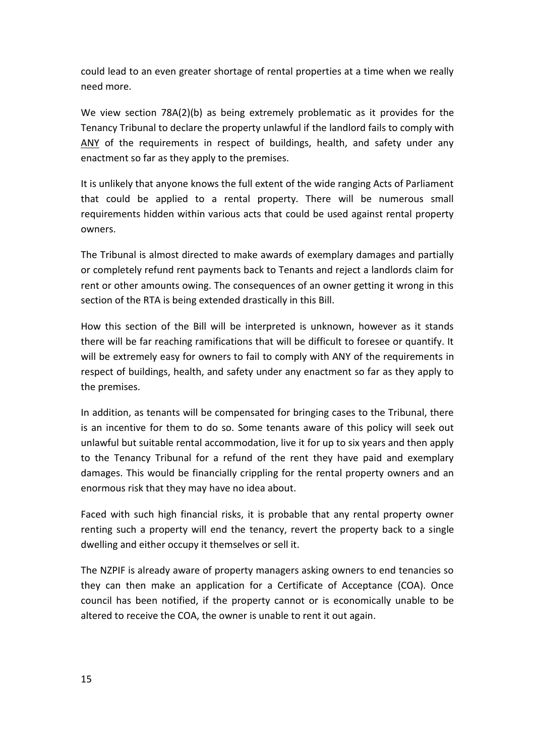could lead to an even greater shortage of rental properties at a time when we really need more.

We view section 78A(2)(b) as being extremely problematic as it provides for the Tenancy Tribunal to declare the property unlawful if the landlord fails to comply with <u>ANY</u> of the requirements in respect of buildings, health, and safety under any enactment so far as they apply to the premises.

It is unlikely that anyone knows the full extent of the wide ranging Acts of Parliament that could be applied to a rental property. There will be numerous small requirements hidden within various acts that could be used against rental property owners.

The Tribunal is almost directed to make awards of exemplary damages and partially or completely refund rent payments back to Tenants and reject a landlords claim for rent or other amounts owing. The consequences of an owner getting it wrong in this section of the RTA is being extended drastically in this Bill.

How this section of the Bill will be interpreted is unknown, however as it stands there will be far reaching ramifications that will be difficult to foresee or quantify. It will be extremely easy for owners to fail to comply with ANY of the requirements in respect of buildings, health, and safety under any enactment so far as they apply to the premises.

In addition, as tenants will be compensated for bringing cases to the Tribunal, there is an incentive for them to do so. Some tenants aware of this policy will seek out unlawful but suitable rental accommodation, live it for up to six years and then apply to the Tenancy Tribunal for a refund of the rent they have paid and exemplary damages. This would be financially crippling for the rental property owners and an enormous risk that they may have no idea about.

Faced with such high financial risks, it is probable that any rental property owner renting such a property will end the tenancy, revert the property back to a single dwelling and either occupy it themselves or sell it.

The NZPIF is already aware of property managers asking owners to end tenancies so they can then make an application for a Certificate of Acceptance (COA). Once council has been notified, if the property cannot or is economically unable to be altered to receive the COA, the owner is unable to rent it out again.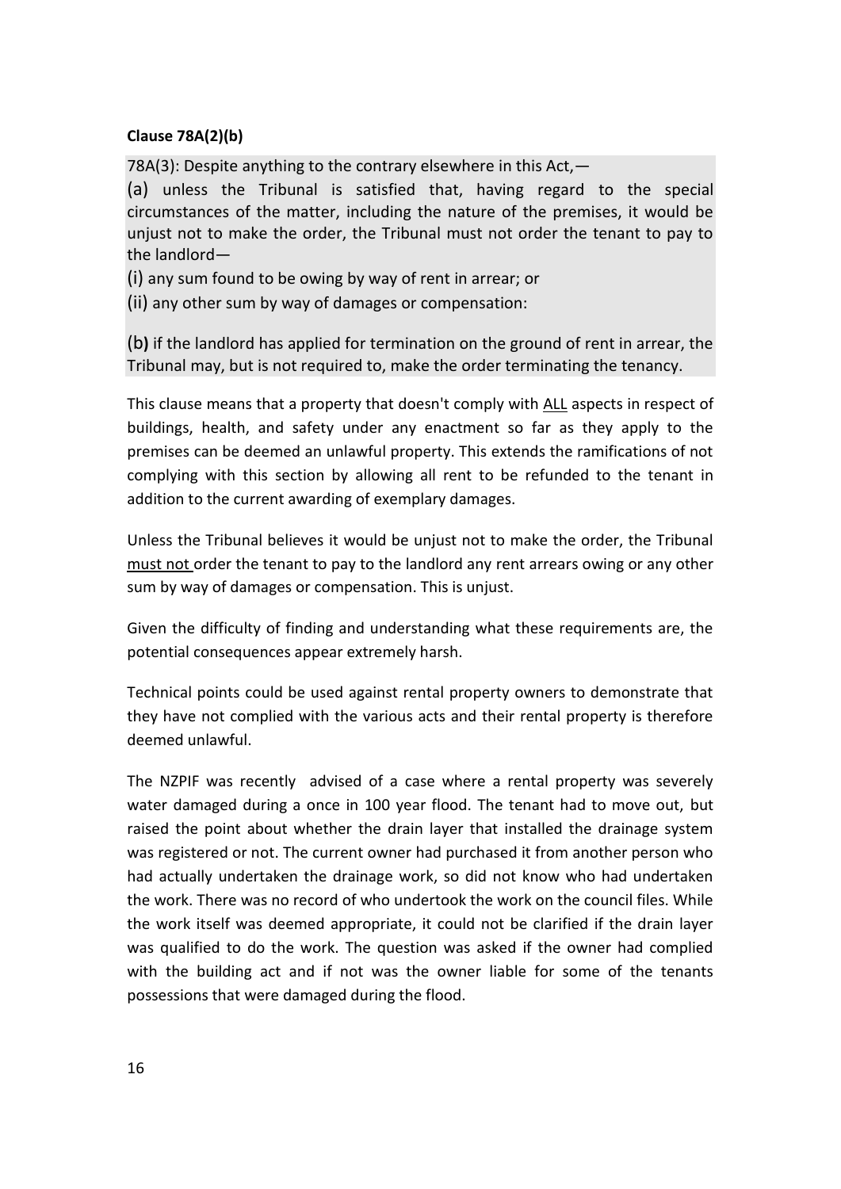**Clause 78A(2)(b)**

78A(3): Despite anything to the contrary elsewhere in this Act,—

(a) unless the Tribunal is satisfied that, having regard to the special circumstances of the matter, including the nature of the premises, it would be unjust not to make the order, the Tribunal must not order the tenant to pay to the landlord—

(i) any sum found to be owing by way of rent in arrear; or

(ii) any other sum by way of damages or compensation:

(b) if the landlord has applied for termination on the ground of rent in arrear, the Tribunal may, but is not required to, make the order terminating the tenancy.

This clause means that a property that doesn't comply with <u>ALL</u> aspects in respect of buildings, health, and safety under any enactment so far as they apply to the premises can be deemed an unlawful property. This extends the ramifications of not complying with this section by allowing all rent to be refunded to the tenant in addition to the current awarding of exemplary damages.

Unless the Tribunal believes it would be unjust not to make the order, the Tribunal <u>must not</u> order the tenant to pay to the landlord any rent arrears owing or any other sum by way of damages or compensation. This is unjust.

Given the difficulty of finding and understanding what these requirements are, the potential consequences appear extremely harsh.

Technical points could be used against rental property owners to demonstrate that they have not complied with the various acts and their rental property is therefore deemed unlawful.

The NZPIF was recently advised of a case where a rental property was severely water damaged during a once in 100 year flood. The tenant had to move out, but raised the point about whether the drain layer that installed the drainage system was registered or not. The current owner had purchased it from another person who had actually undertaken the drainage work, so did not know who had undertaken the work. There was no record of who undertook the work on the council files. While the work itself was deemed appropriate, it could not be clarified if the drain layer was qualified to do the work. The question was asked if the owner had complied with the building act and if not was the owner liable for some of the tenants possessions that were damaged during the flood.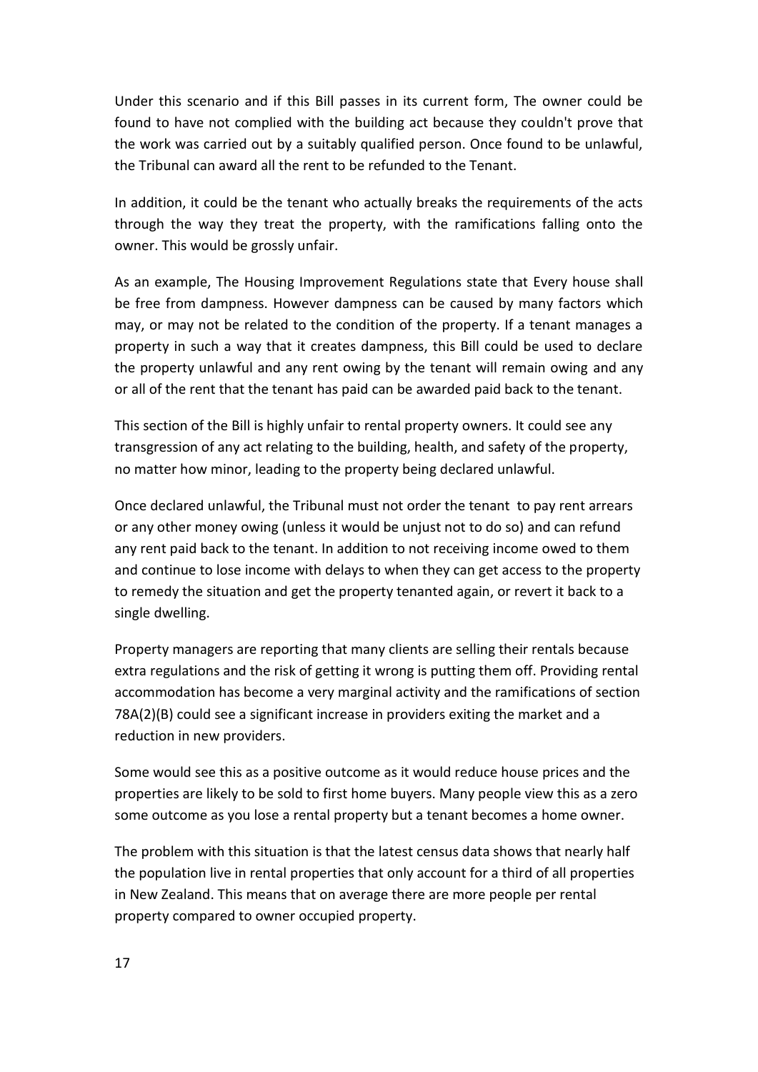Under this scenario and if this Bill passes in its current form, The owner could be found to have not complied with the building act because they couldn't prove that the work was carried out by a suitably qualified person. Once found to be unlawful, the Tribunal can award all the rent to be refunded to the Tenant.

In addition, it could be the tenant who actually breaks the requirements of the acts through the way they treat the property, with the ramifications falling onto the owner. This would be grossly unfair.

As an example, The Housing Improvement Regulations state that Every house shall be free from dampness. However dampness can be caused by many factors which may, or may not be related to the condition of the property. If a tenant manages a property in such a way that it creates dampness, this Bill could be used to declare the property unlawful and any rent owing by the tenant will remain owing and any or all of the rent that the tenant has paid can be awarded paid back to the tenant.

This section of the Bill is highly unfair to rental property owners. It could see any transgression of any act relating to the building, health, and safety of the property, no matter how minor, leading to the property being declared unlawful.

Once declared unlawful, the Tribunal must not order the tenant to pay rent arrears or any other money owing (unless it would be unjust not to do so) and can refund any rent paid back to the tenant. In addition to not receiving income owed to them and continue to lose income with delays to when they can get access to the property to remedy the situation and get the property tenanted again, or revert it back to a single dwelling.

Property managers are reporting that many clients are selling their rentals because extra regulations and the risk of getting it wrong is putting them off. Providing rental accommodation has become a very marginal activity and the ramifications of section 78A(2)(B) could see a significant increase in providers exiting the market and a reduction in new providers.

Some would see this as a positive outcome as it would reduce house prices and the properties are likely to be sold to first home buyers. Many people view this as a zero some outcome as you lose a rental property but a tenant becomes a home owner.

The problem with this situation is that the latest census data shows that nearly half the population live in rental properties that only account for a third of all properties in New Zealand. This means that on average there are more people per rental property compared to owner occupied property.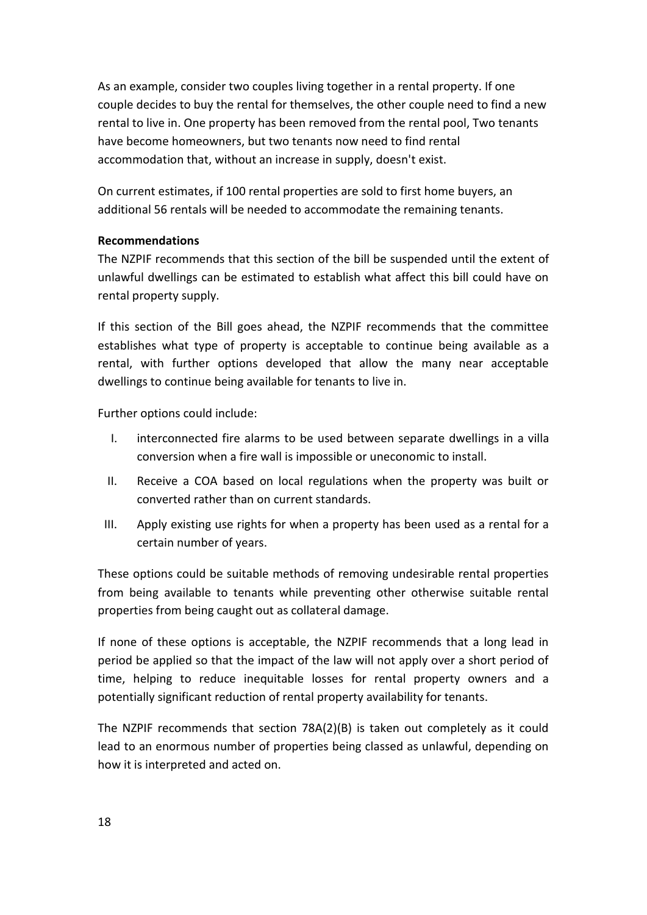As an example, consider two couples living together in a rental property. If one couple decides to buy the rental for themselves, the other couple need to find a new rental to live in. One property has been removed from the rental pool, Two tenants have become homeowners, but two tenants now need to find rental accommodation that, without an increase in supply, doesn't exist.

On current estimates, if 100 rental properties are sold to first home buyers, an additional 56 rentals will be needed to accommodate the remaining tenants.

**Recommendations**
The NZPIF recommends that this section of the bill be suspended until the extent of unlawful dwellings can be estimated to establish what affect this bill could have on rental property supply.

If this section of the Bill goes ahead, the NZPIF recommends that the committee establishes what type of property is acceptable to continue being available as a rental, with further options developed that allow the many near acceptable dwellings to continue being available for tenants to live in.

Further options could include:

I. interconnected fire alarms to be used between separate dwellings in a villa conversion when a fire wall is impossible or uneconomic to install.
II. Receive a COA based on local regulations when the property was built or converted rather than on current standards.
III. Apply existing use rights for when a property has been used as a rental for a certain number of years.

These options could be suitable methods of removing undesirable rental properties from being available to tenants while preventing other otherwise suitable rental properties from being caught out as collateral damage.

If none of these options is acceptable, the NZPIF recommends that a long lead in period be applied so that the impact of the law will not apply over a short period of time, helping to reduce inequitable losses for rental property owners and a potentially significant reduction of rental property availability for tenants.

The NZPIF recommends that section 78A(2)(B) is taken out completely as it could lead to an enormous number of properties being classed as unlawful, depending on how it is interpreted and acted on.